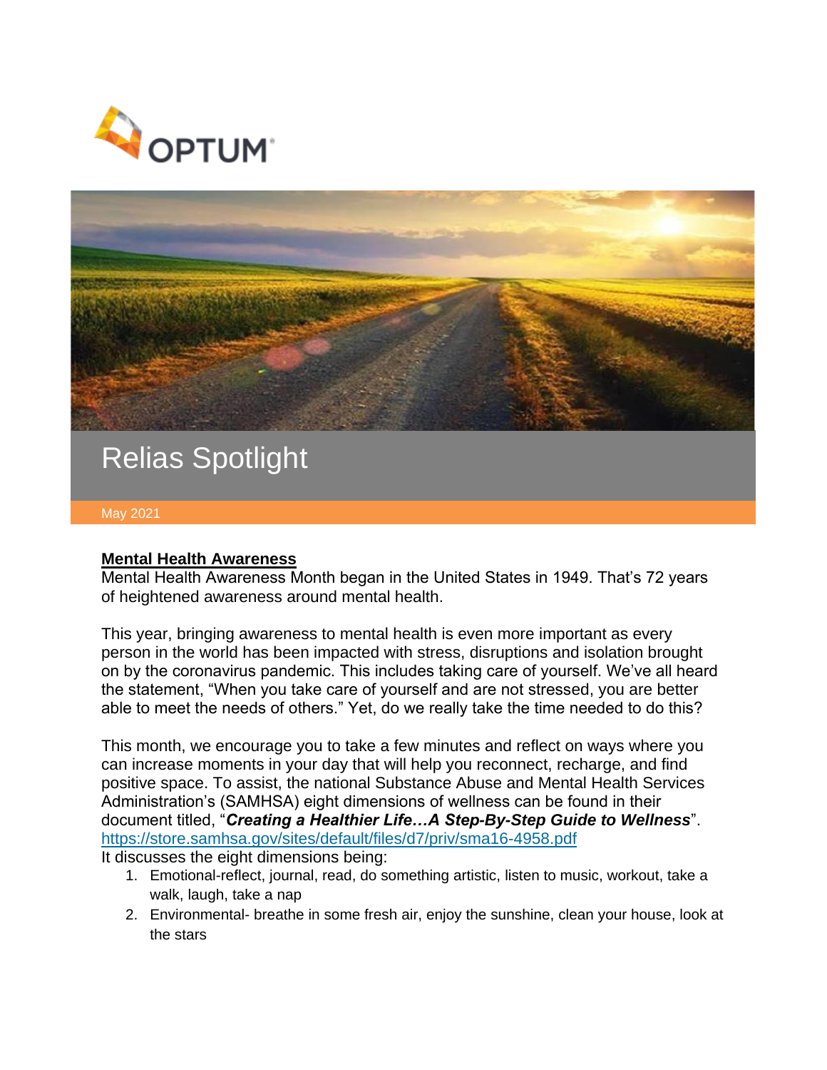OPTUM

# Relias Spotlight

May 2021

**Mental Health Awareness**

Mental Health Awareness Month began in the United States in 1949. That's 72 years of heightened awareness around mental health.

This year, bringing awareness to mental health is even more important as every person in the world has been impacted with stress, disruptions and isolation brought on by the coronavirus pandemic. This includes taking care of yourself. We've all heard the statement, "When you take care of yourself and are not stressed, you are better able to meet the needs of others." Yet, do we really take the time needed to do this?

This month, we encourage you to take a few minutes and reflect on ways where you can increase moments in your day that will help you reconnect, recharge, and find positive space. To assist, the national Substance Abuse and Mental Health Services Administration's (SAMHSA) eight dimensions of wellness can be found in their document titled, "***Creating a Healthier Life…A Step-By-Step Guide to Wellness***".
https://store.samhsa.gov/sites/default/files/d7/priv/sma16-4958.pdf
It discusses the eight dimensions being:

1. Emotional-reflect, journal, read, do something artistic, listen to music, workout, take a walk, laugh, take a nap
2. Environmental- breathe in some fresh air, enjoy the sunshine, clean your house, look at the stars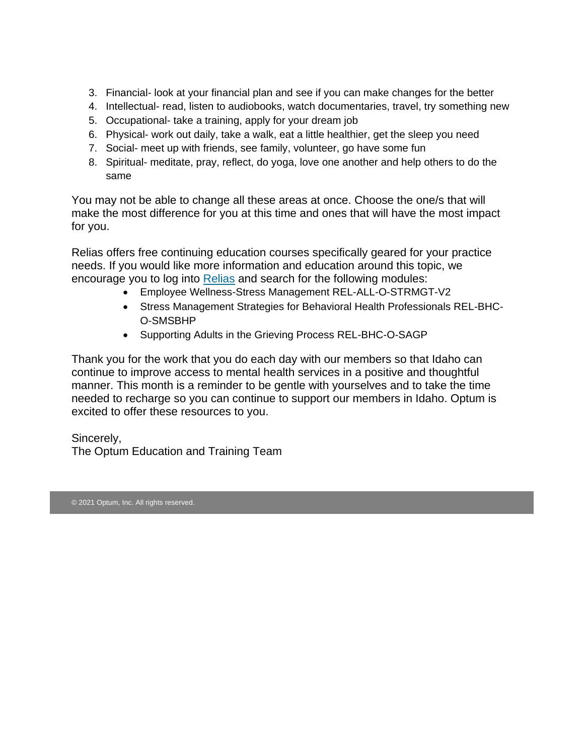3. Financial- look at your financial plan and see if you can make changes for the better
4. Intellectual- read, listen to audiobooks, watch documentaries, travel, try something new
5. Occupational- take a training, apply for your dream job
6. Physical- work out daily, take a walk, eat a little healthier, get the sleep you need
7. Social- meet up with friends, see family, volunteer, go have some fun
8. Spiritual- meditate, pray, reflect, do yoga, love one another and help others to do the same

You may not be able to change all these areas at once. Choose the one/s that will make the most difference for you at this time and ones that will have the most impact for you.

Relias offers free continuing education courses specifically geared for your practice needs. If you would like more information and education around this topic, we encourage you to log into Relias and search for the following modules:

- Employee Wellness-Stress Management REL-ALL-O-STRMGT-V2
- Stress Management Strategies for Behavioral Health Professionals REL-BHC-O-SMSBHP
- Supporting Adults in the Grieving Process REL-BHC-O-SAGP

Thank you for the work that you do each day with our members so that Idaho can continue to improve access to mental health services in a positive and thoughtful manner. This month is a reminder to be gentle with yourselves and to take the time needed to recharge so you can continue to support our members in Idaho. Optum is excited to offer these resources to you.

Sincerely,
The Optum Education and Training Team

© 2021 Optum, Inc. All rights reserved.